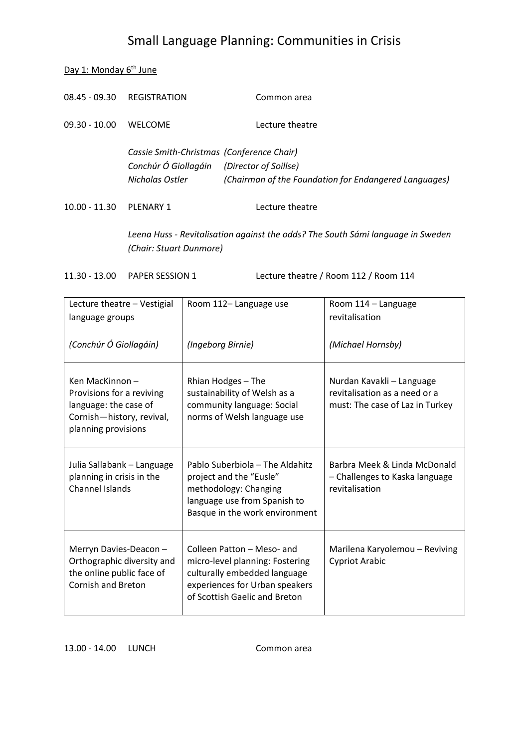# Small Language Planning: Communities in Crisis

Day 1: Monday 6th June

08.45 - 09.30 REGISTRATION Common area

09.30 - 10.00 WELCOME Lecture theatre

*Cassie Smith-Christmas (Conference Chair)*
*Conchúr Ó Giollagáin (Director of Soillse)*
*Nicholas Ostler (Chairman of the Foundation for Endangered Languages)*

10.00 - 11.30 PLENARY 1 Lecture theatre

*Leena Huss - Revitalisation against the odds? The South Sámi language in Sweden (Chair: Stuart Dunmore)*

11.30 - 13.00 PAPER SESSION 1 Lecture theatre / Room 112 / Room 114

| Lecture theatre – Vestigial language groups<br><br>*(Conchúr Ó Giollagáin)* | Room 112– Language use<br><br>*(Ingeborg Birnie)* | Room 114 – Language revitalisation<br><br>*(Michael Hornsby)* |
|---|---|---|
| Ken MacKinnon – Provisions for a reviving language: the case of Cornish—history, revival, planning provisions | Rhian Hodges – The sustainability of Welsh as a community language: Social norms of Welsh language use | Nurdan Kavakli – Language revitalisation as a need or a must: The case of Laz in Turkey |
| Julia Sallabank – Language planning in crisis in the Channel Islands | Pablo Suberbiola – The Aldahitz project and the "Eusle" methodology: Changing language use from Spanish to Basque in the work environment | Barbra Meek & Linda McDonald – Challenges to Kaska language revitalisation |
| Merryn Davies-Deacon – Orthographic diversity and the online public face of Cornish and Breton | Colleen Patton – Meso- and micro-level planning: Fostering culturally embedded language experiences for Urban speakers of Scottish Gaelic and Breton | Marilena Karyolemou – Reviving Cypriot Arabic |

13.00 - 14.00 LUNCH Common area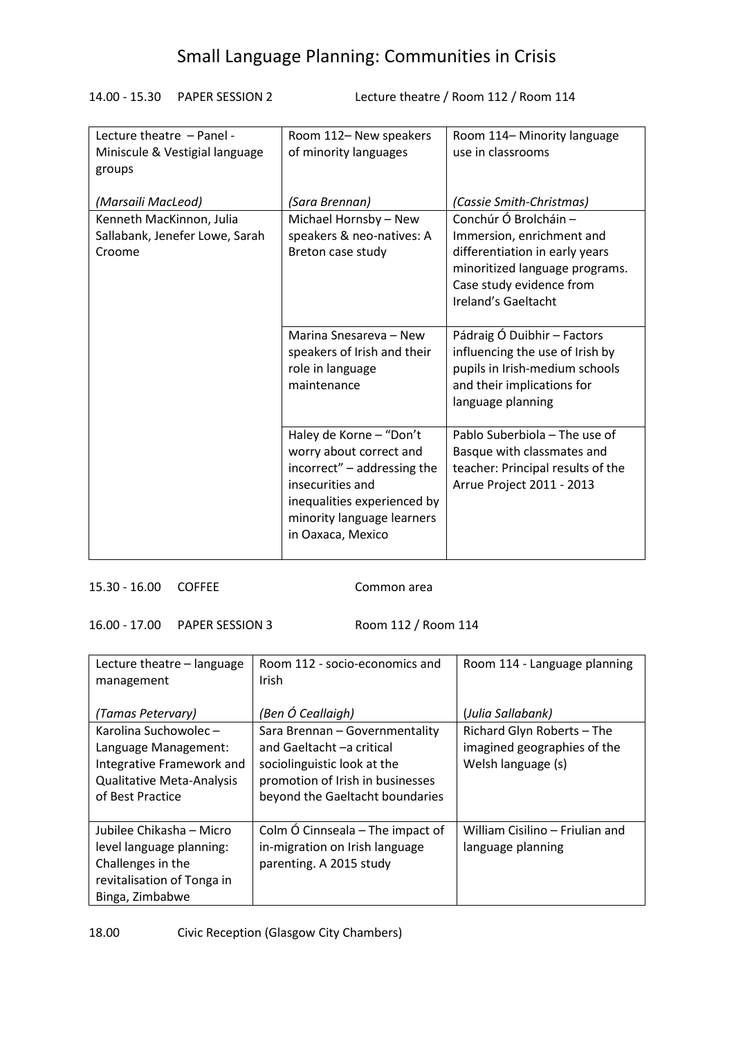# Small Language Planning: Communities in Crisis

14.00 - 15.30 PAPER SESSION 2 Lecture theatre / Room 112 / Room 114

| Lecture theatre – Panel - Miniscule & Vestigial language groups<br><br>*(Marsaili MacLeod)* | Room 112– New speakers of minority languages<br><br>*(Sara Brennan)* | Room 114– Minority language use in classrooms<br><br>*(Cassie Smith-Christmas)* |
|---|---|---|
| Kenneth MacKinnon, Julia Sallabank, Jenefer Lowe, Sarah Croome | Michael Hornsby – New speakers & neo-natives: A Breton case study | Conchúr Ó Brolcháin – Immersion, enrichment and differentiation in early years minoritized language programs. Case study evidence from Ireland's Gaeltacht |
| | Marina Snesareva – New speakers of Irish and their role in language maintenance | Pádraig Ó Duibhir – Factors influencing the use of Irish by pupils in Irish-medium schools and their implications for language planning |
| | Haley de Korne – "Don't worry about correct and incorrect" – addressing the insecurities and inequalities experienced by minority language learners in Oaxaca, Mexico | Pablo Suberbiola – The use of Basque with classmates and teacher: Principal results of the Arrue Project 2011 - 2013 |

15.30 - 16.00 COFFEE Common area

16.00 - 17.00 PAPER SESSION 3 Room 112 / Room 114

| Lecture theatre – language management<br><br>*(Tamas Petervary)* | Room 112 - socio-economics and Irish<br><br>*(Ben Ó Ceallaigh)* | Room 114 - Language planning<br><br>(*Julia Sallabank)* |
|---|---|---|
| Karolina Suchowolec – Language Management: Integrative Framework and Qualitative Meta-Analysis of Best Practice | Sara Brennan – Governmentality and Gaeltacht –a critical sociolinguistic look at the promotion of Irish in businesses beyond the Gaeltacht boundaries | Richard Glyn Roberts – The imagined geographies of the Welsh language (s) |
| Jubilee Chikasha – Micro level language planning: Challenges in the revitalisation of Tonga in Binga, Zimbabwe | Colm Ó Cinnseala – The impact of in-migration on Irish language parenting. A 2015 study | William Cisilino – Friulian and language planning |

18.00 Civic Reception (Glasgow City Chambers)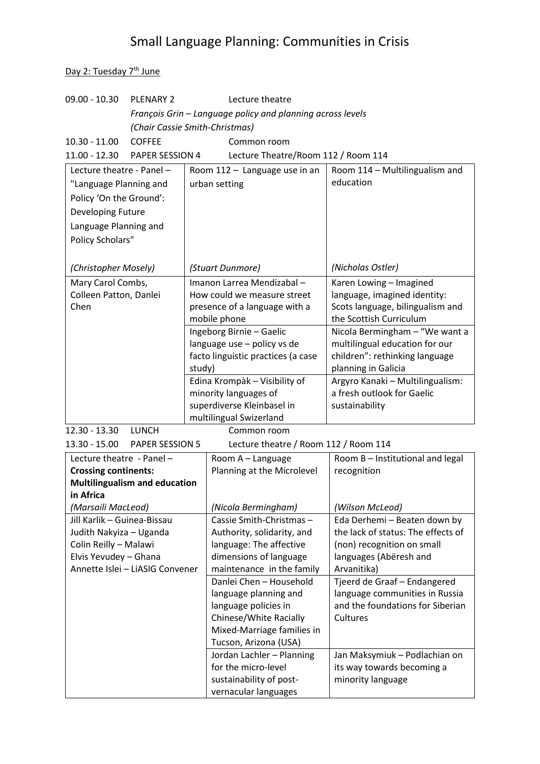# Small Language Planning: Communities in Crisis

Day 2: Tuesday 7th June

09.00 - 10.30 PLENARY 2 Lecture theatre

*François Grin – Language policy and planning across levels*

*(Chair Cassie Smith-Christmas)*

10.30 - 11.00 COFFEE Common room

11.00 - 12.30 PAPER SESSION 4 Lecture Theatre/Room 112 / Room 114

| Lecture theatre - Panel – "Language Planning and Policy 'On the Ground': Developing Future Language Planning and Policy Scholars" *(Christopher Mosely)* | Room 112 – Language use in an urban setting *(Stuart Dunmore)* | Room 114 – Multilingualism and education *(Nicholas Ostler)* |
|---|---|---|
| Mary Carol Combs, Colleen Patton, Danlei Chen | Imanon Larrea Mendizabal – How could we measure street presence of a language with a mobile phone | Karen Lowing – Imagined language, imagined identity: Scots language, bilingualism and the Scottish Curriculum |
| | Ingeborg Birnie – Gaelic language use – policy vs de facto linguistic practices (a case study) | Nicola Bermingham – "We want a multilingual education for our children": rethinking language planning in Galicia |
| | Edina Krompàk – Visibility of minority languages of superdiverse Kleinbasel in multilingual Swizerland | Argyro Kanaki – Multilingualism: a fresh outlook for Gaelic sustainability |

12.30 - 13.30 LUNCH Common room

13.30 - 15.00 PAPER SESSION 5 Lecture theatre / Room 112 / Room 114

| Lecture theatre - Panel – **Crossing continents: Multilingualism and education in Africa** *(Marsaili MacLeod)* | Room A – Language Planning at the Microlevel *(Nicola Bermingham)* | Room B – Institutional and legal recognition *(Wilson McLeod)* |
|---|---|---|
| Jill Karlik – Guinea-Bissau<br>Judith Nakyiza – Uganda<br>Colin Reilly – Malawi<br>Elvis Yevudey – Ghana<br>Annette Islei – LiASIG Convener | Cassie Smith-Christmas – Authority, solidarity, and language: The affective dimensions of language maintenance in the family | Eda Derhemi – Beaten down by the lack of status: The effects of (non) recognition on small languages (Abëresh and Arvanitika) |
| | Danlei Chen – Household language planning and language policies in Chinese/White Racially Mixed-Marriage families in Tucson, Arizona (USA) | Tjeerd de Graaf – Endangered language communities in Russia and the foundations for Siberian Cultures |
| | Jordan Lachler – Planning for the micro-level sustainability of post-vernacular languages | Jan Maksymiuk – Podlachian on its way towards becoming a minority language |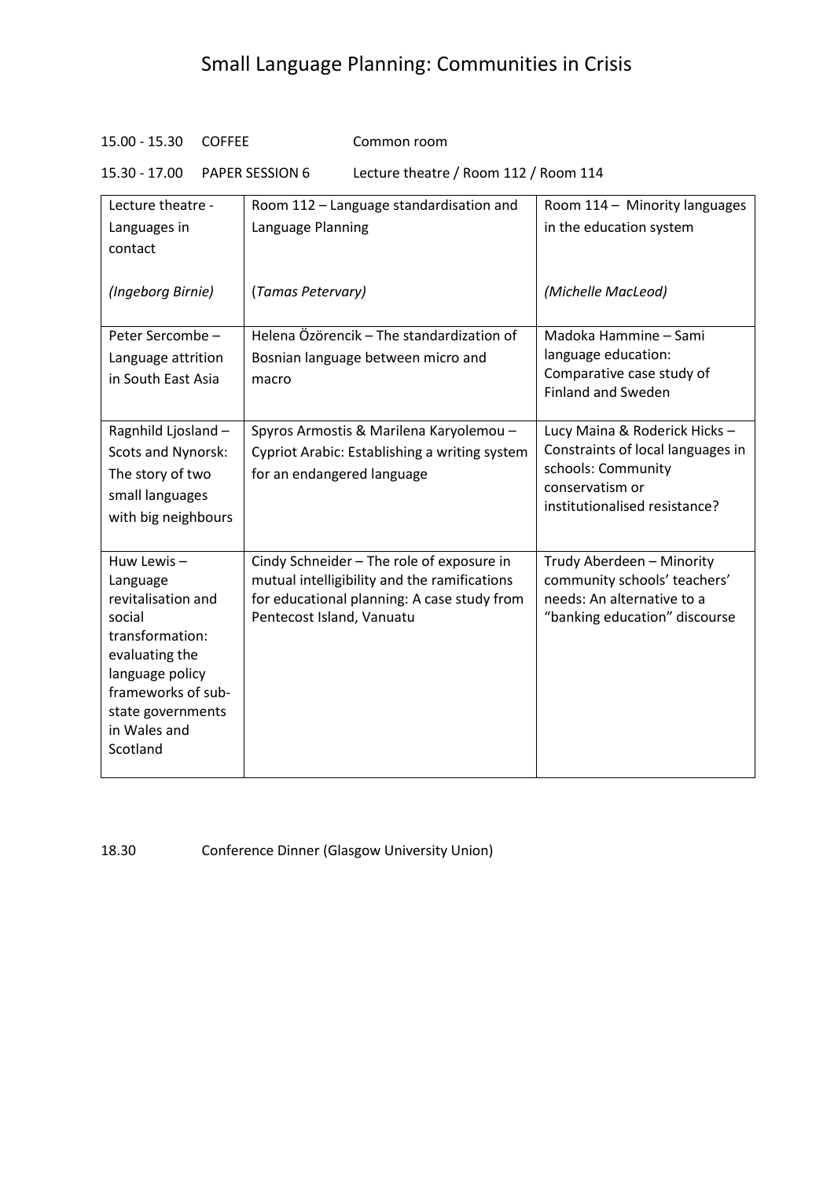# Small Language Planning: Communities in Crisis

15.00 - 15.30 COFFEE Common room

15.30 - 17.00 PAPER SESSION 6 Lecture theatre / Room 112 / Room 114

| Lecture theatre - Languages in contact<br><br>*(Ingeborg Birnie)* | Room 112 – Language standardisation and Language Planning<br><br>(*Tamas Petervary)* | Room 114 – Minority languages in the education system<br><br>*(Michelle MacLeod)* |
|---|---|---|
| Peter Sercombe – Language attrition in South East Asia | Helena Özörencik – The standardization of Bosnian language between micro and macro | Madoka Hammine – Sami language education: Comparative case study of Finland and Sweden |
| Ragnhild Ljosland – Scots and Nynorsk: The story of two small languages with big neighbours | Spyros Armostis & Marilena Karyolemou – Cypriot Arabic: Establishing a writing system for an endangered language | Lucy Maina & Roderick Hicks – Constraints of local languages in schools: Community conservatism or institutionalised resistance? |
| Huw Lewis – Language revitalisation and social transformation: evaluating the language policy frameworks of sub-state governments in Wales and Scotland | Cindy Schneider – The role of exposure in mutual intelligibility and the ramifications for educational planning: A case study from Pentecost Island, Vanuatu | Trudy Aberdeen – Minority community schools' teachers' needs: An alternative to a "banking education" discourse |

18.30 Conference Dinner (Glasgow University Union)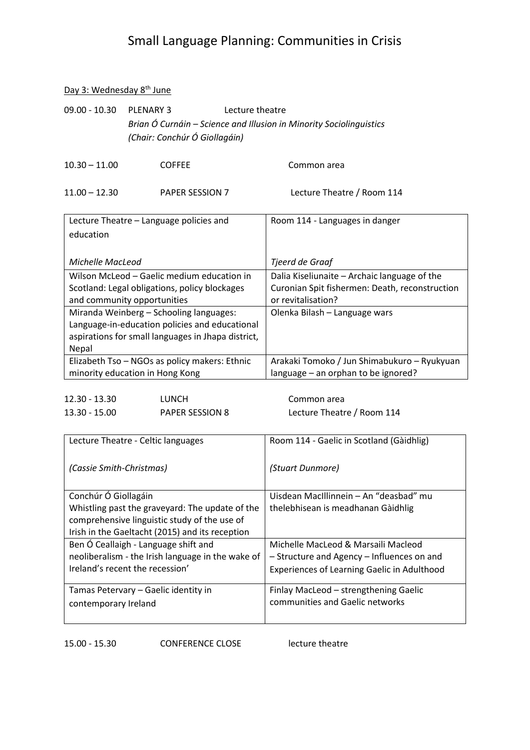# Small Language Planning: Communities in Crisis

Day 3: Wednesday 8th June

09.00 - 10.30 PLENARY 3 Lecture theatre
*Brian Ó Curnáin – Science and Illusion in Minority Sociolinguistics*
*(Chair: Conchúr Ó Giollagáin)*

10.30 – 11.00 COFFEE Common area

11.00 – 12.30 PAPER SESSION 7 Lecture Theatre / Room 114

| Lecture Theatre – Language policies and education<br><br>*Michelle MacLeod* | Room 114 - Languages in danger<br><br>*Tjeerd de Graaf* |
|---|---|
| Wilson McLeod – Gaelic medium education in Scotland: Legal obligations, policy blockages and community opportunities | Dalia Kiseliunaite – Archaic language of the Curonian Spit fishermen: Death, reconstruction or revitalisation? |
| Miranda Weinberg – Schooling languages: Language-in-education policies and educational aspirations for small languages in Jhapa district, Nepal | Olenka Bilash – Language wars |
| Elizabeth Tso – NGOs as policy makers: Ethnic minority education in Hong Kong | Arakaki Tomoko / Jun Shimabukuro – Ryukyuan language – an orphan to be ignored? |

12.30 - 13.30 LUNCH Common area

13.30 - 15.00 PAPER SESSION 8 Lecture Theatre / Room 114

| Lecture Theatre - Celtic languages<br><br>*(Cassie Smith-Christmas)* | Room 114 - Gaelic in Scotland (Gàidhlig)<br><br>*(Stuart Dunmore)* |
|---|---|
| Conchúr Ó Giollagáin<br>Whistling past the graveyard: The update of the comprehensive linguistic study of the use of Irish in the Gaeltacht (2015) and its reception | Uisdean MacIllinnein – An "deasbad" mu thelebhisean is meadhanan Gàidhlig |
| Ben Ó Ceallaigh - Language shift and neoliberalism - the Irish language in the wake of Ireland's recent the recession' | Michelle MacLeod & Marsaili Macleod – Structure and Agency – Influences on and Experiences of Learning Gaelic in Adulthood |
| Tamas Petervary – Gaelic identity in contemporary Ireland | Finlay MacLeod – strengthening Gaelic communities and Gaelic networks |

15.00 - 15.30 CONFERENCE CLOSE lecture theatre